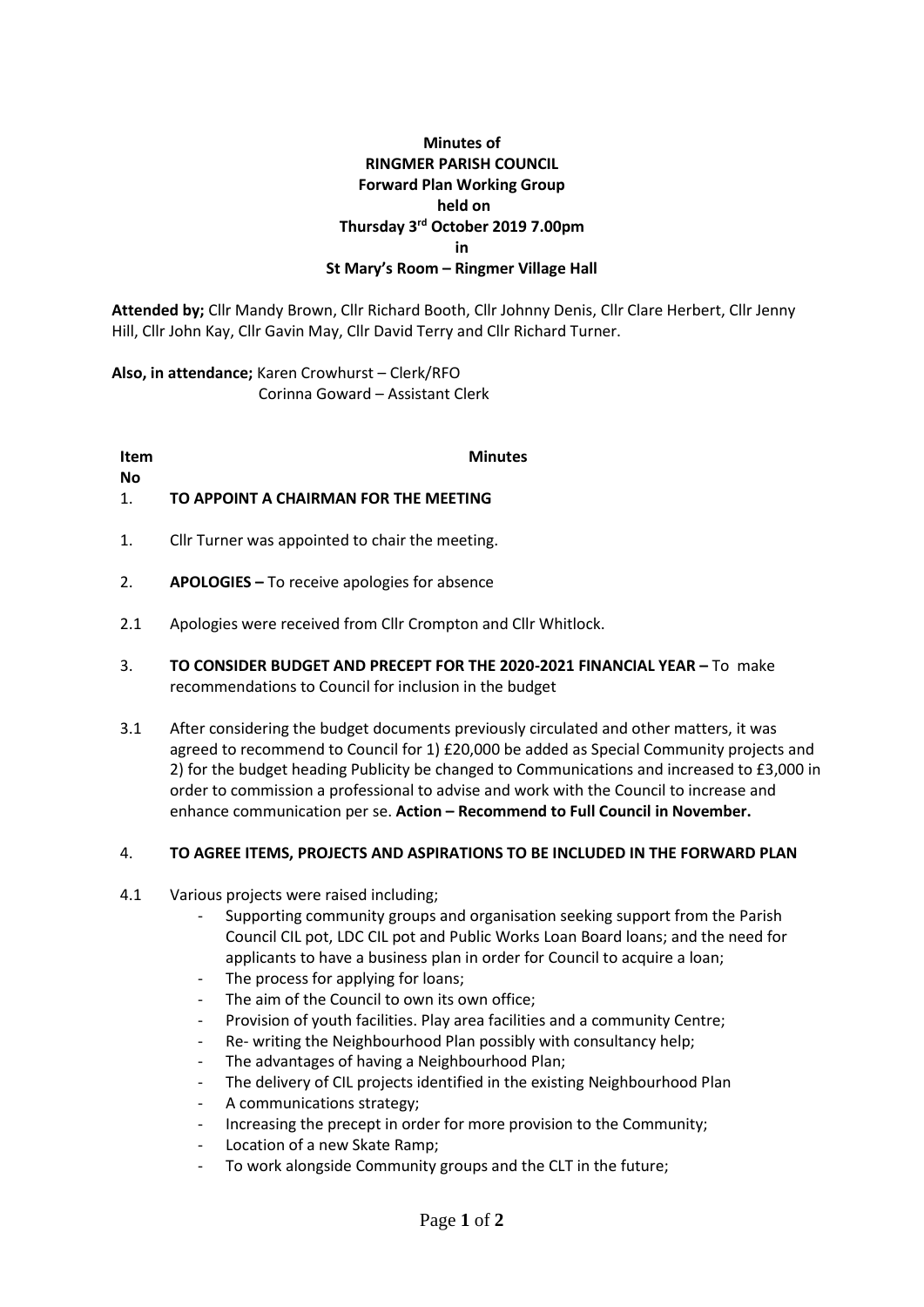**Minutes of**
**RINGMER PARISH COUNCIL**
**Forward Plan Working Group**
**held on**
**Thursday 3rd October 2019 7.00pm**
**in**
**St Mary's Room – Ringmer Village Hall**

**Attended by;** Cllr Mandy Brown, Cllr Richard Booth, Cllr Johnny Denis, Cllr Clare Herbert, Cllr Jenny Hill, Cllr John Kay, Cllr Gavin May, Cllr David Terry and Cllr Richard Turner.

**Also, in attendance;** Karen Crowhurst – Clerk/RFO
Corinna Goward – Assistant Clerk

| **Item No** | **Minutes** |
|---|---|
| 1. | **TO APPOINT A CHAIRMAN FOR THE MEETING** |
| 1. | Cllr Turner was appointed to chair the meeting. |
| 2. | **APOLOGIES –** To receive apologies for absence |
| 2.1 | Apologies were received from Cllr Crompton and Cllr Whitlock. |
| 3. | **TO CONSIDER BUDGET AND PRECEPT FOR THE 2020-2021 FINANCIAL YEAR –** To make recommendations to Council for inclusion in the budget |
| 3.1 | After considering the budget documents previously circulated and other matters, it was agreed to recommend to Council for 1) £20,000 be added as Special Community projects and 2) for the budget heading Publicity be changed to Communications and increased to £3,000 in order to commission a professional to advise and work with the Council to increase and enhance communication per se. **Action – Recommend to Full Council in November.** |
| 4. | **TO AGREE ITEMS, PROJECTS AND ASPIRATIONS TO BE INCLUDED IN THE FORWARD PLAN** |
| 4.1 | Various projects were raised including; |

- Supporting community groups and organisation seeking support from the Parish Council CIL pot, LDC CIL pot and Public Works Loan Board loans; and the need for applicants to have a business plan in order for Council to acquire a loan;
- The process for applying for loans;
- The aim of the Council to own its own office;
- Provision of youth facilities. Play area facilities and a community Centre;
- Re- writing the Neighbourhood Plan possibly with consultancy help;
- The advantages of having a Neighbourhood Plan;
- The delivery of CIL projects identified in the existing Neighbourhood Plan
- A communications strategy;
- Increasing the precept in order for more provision to the Community;
- Location of a new Skate Ramp;
- To work alongside Community groups and the CLT in the future;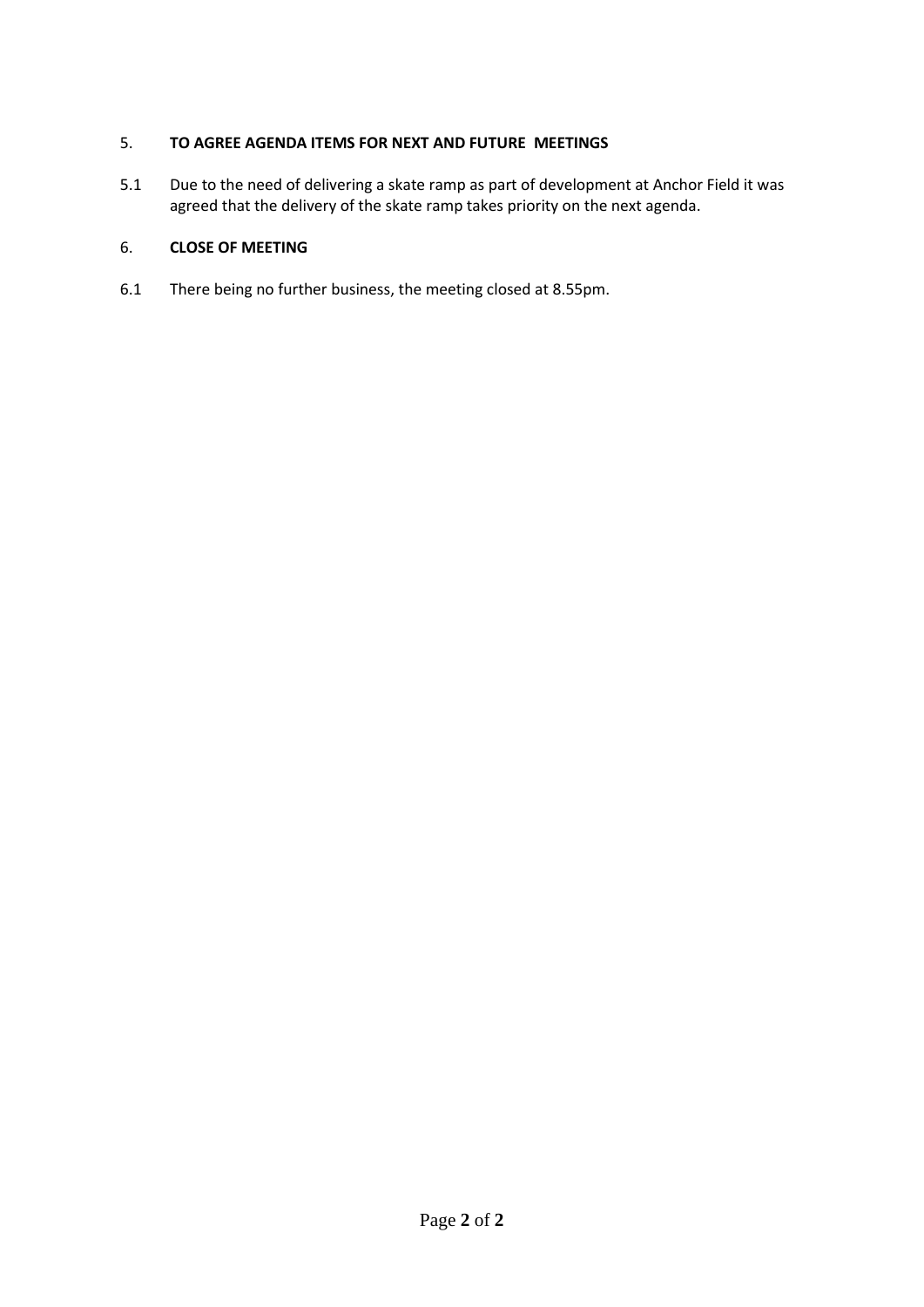## 5. **TO AGREE AGENDA ITEMS FOR NEXT AND FUTURE MEETINGS**

5.1 Due to the need of delivering a skate ramp as part of development at Anchor Field it was agreed that the delivery of the skate ramp takes priority on the next agenda.

## 6. **CLOSE OF MEETING**

6.1 There being no further business, the meeting closed at 8.55pm.